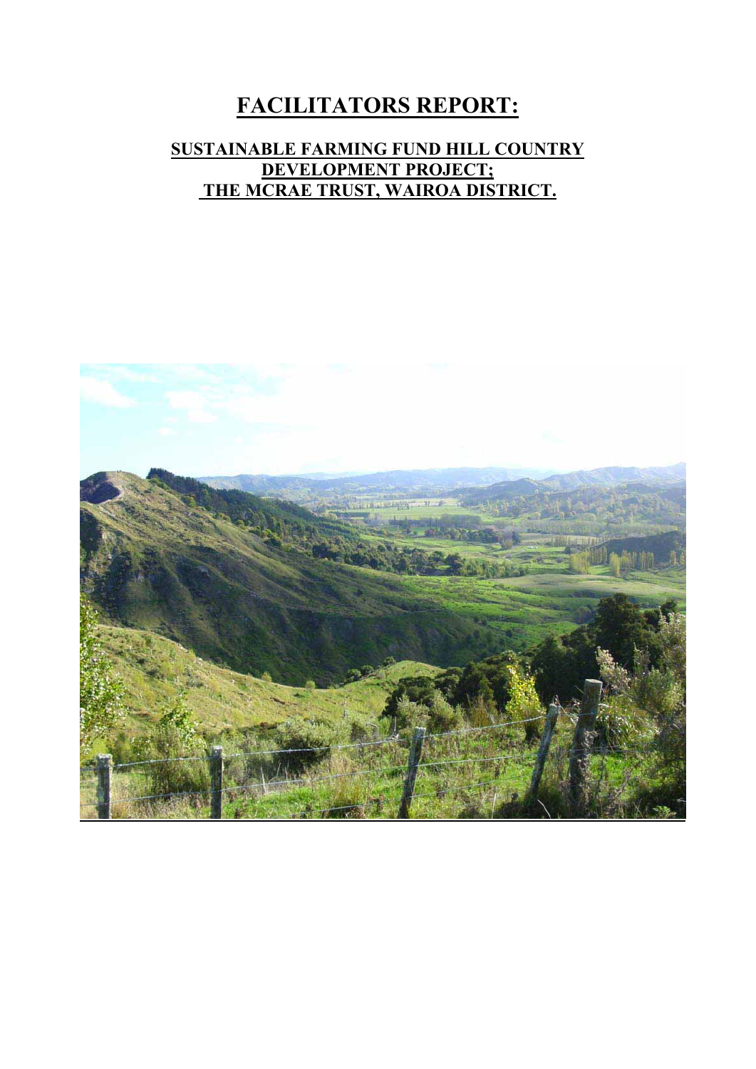# FACILITATORS REPORT:

## SUSTAINABLE FARMING FUND HILL COUNTRY DEVELOPMENT PROJECT; THE MCRAE TRUST, WAIROA DISTRICT.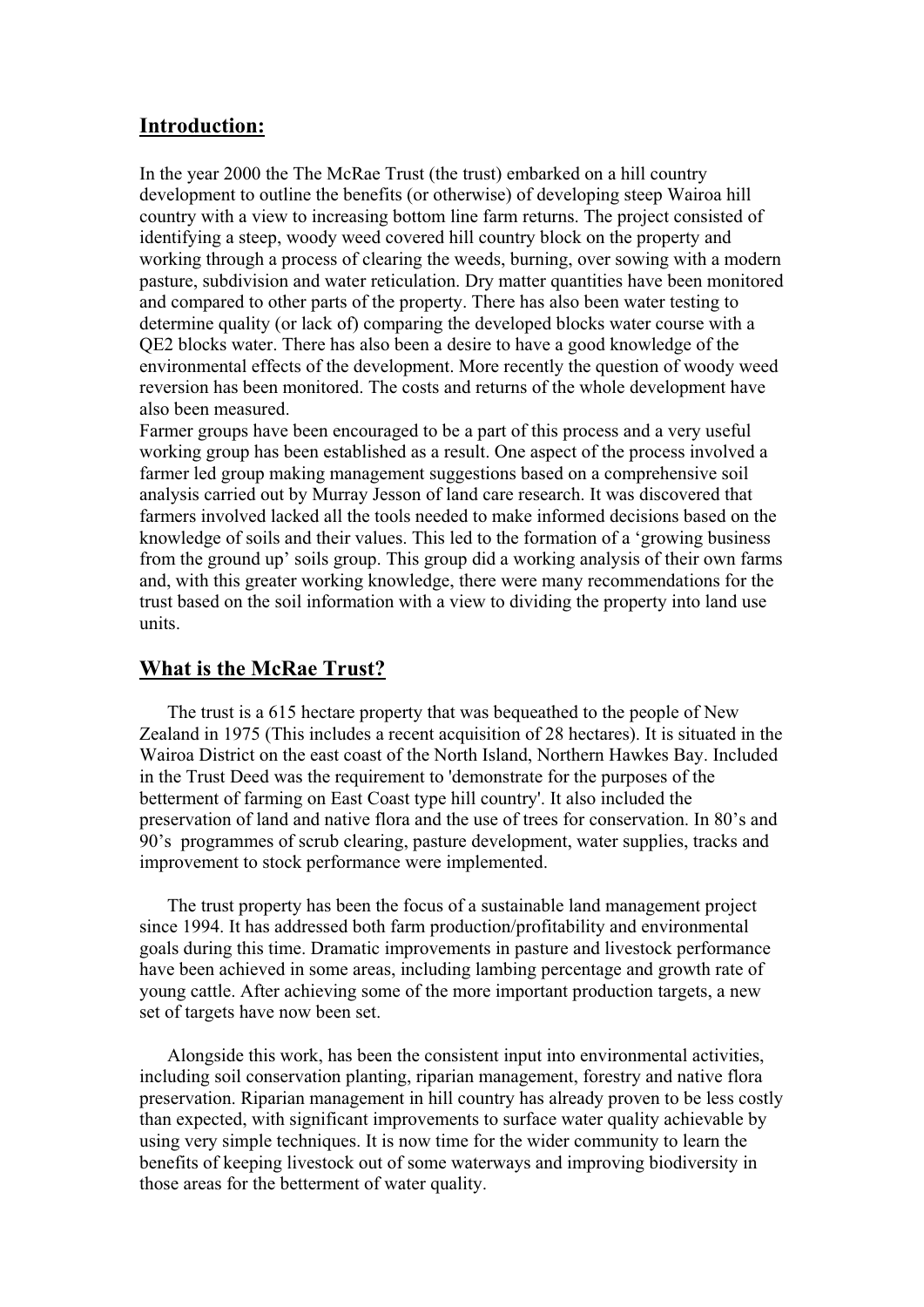## Introduction:

In the year 2000 the The McRae Trust (the trust) embarked on a hill country development to outline the benefits (or otherwise) of developing steep Wairoa hill country with a view to increasing bottom line farm returns. The project consisted of identifying a steep, woody weed covered hill country block on the property and working through a process of clearing the weeds, burning, over sowing with a modern pasture, subdivision and water reticulation. Dry matter quantities have been monitored and compared to other parts of the property. There has also been water testing to determine quality (or lack of) comparing the developed blocks water course with a QE2 blocks water. There has also been a desire to have a good knowledge of the environmental effects of the development. More recently the question of woody weed reversion has been monitored. The costs and returns of the whole development have also been measured.
Farmer groups have been encouraged to be a part of this process and a very useful working group has been established as a result. One aspect of the process involved a farmer led group making management suggestions based on a comprehensive soil analysis carried out by Murray Jesson of land care research. It was discovered that farmers involved lacked all the tools needed to make informed decisions based on the knowledge of soils and their values. This led to the formation of a 'growing business from the ground up' soils group. This group did a working analysis of their own farms and, with this greater working knowledge, there were many recommendations for the trust based on the soil information with a view to dividing the property into land use units.

## What is the McRae Trust?

The trust is a 615 hectare property that was bequeathed to the people of New Zealand in 1975 (This includes a recent acquisition of 28 hectares). It is situated in the Wairoa District on the east coast of the North Island, Northern Hawkes Bay. Included in the Trust Deed was the requirement to 'demonstrate for the purposes of the betterment of farming on East Coast type hill country'. It also included the preservation of land and native flora and the use of trees for conservation. In 80's and 90's programmes of scrub clearing, pasture development, water supplies, tracks and improvement to stock performance were implemented.

The trust property has been the focus of a sustainable land management project since 1994. It has addressed both farm production/profitability and environmental goals during this time. Dramatic improvements in pasture and livestock performance have been achieved in some areas, including lambing percentage and growth rate of young cattle. After achieving some of the more important production targets, a new set of targets have now been set.

Alongside this work, has been the consistent input into environmental activities, including soil conservation planting, riparian management, forestry and native flora preservation. Riparian management in hill country has already proven to be less costly than expected, with significant improvements to surface water quality achievable by using very simple techniques. It is now time for the wider community to learn the benefits of keeping livestock out of some waterways and improving biodiversity in those areas for the betterment of water quality.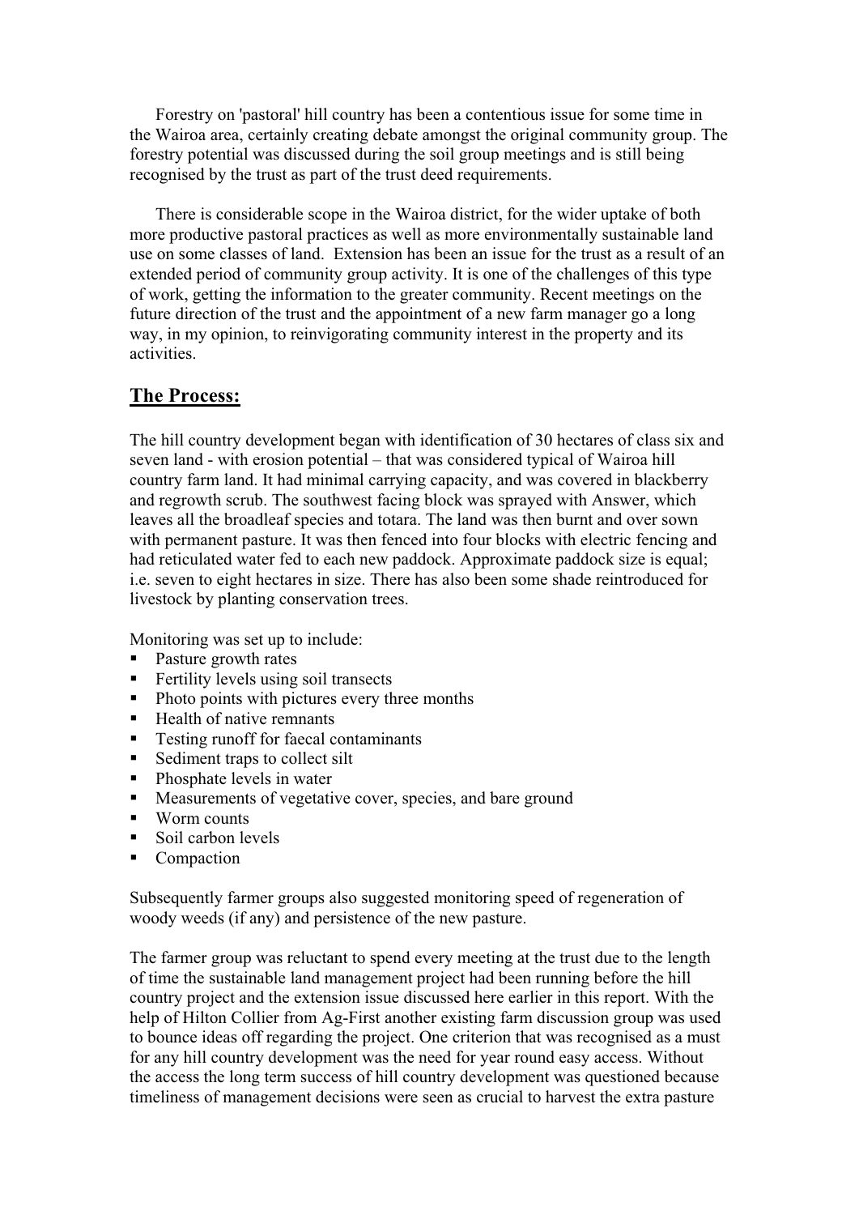Forestry on 'pastoral' hill country has been a contentious issue for some time in the Wairoa area, certainly creating debate amongst the original community group. The forestry potential was discussed during the soil group meetings and is still being recognised by the trust as part of the trust deed requirements.

There is considerable scope in the Wairoa district, for the wider uptake of both more productive pastoral practices as well as more environmentally sustainable land use on some classes of land. Extension has been an issue for the trust as a result of an extended period of community group activity. It is one of the challenges of this type of work, getting the information to the greater community. Recent meetings on the future direction of the trust and the appointment of a new farm manager go a long way, in my opinion, to reinvigorating community interest in the property and its activities.

## The Process:

The hill country development began with identification of 30 hectares of class six and seven land - with erosion potential – that was considered typical of Wairoa hill country farm land. It had minimal carrying capacity, and was covered in blackberry and regrowth scrub. The southwest facing block was sprayed with Answer, which leaves all the broadleaf species and totara. The land was then burnt and over sown with permanent pasture. It was then fenced into four blocks with electric fencing and had reticulated water fed to each new paddock. Approximate paddock size is equal; i.e. seven to eight hectares in size. There has also been some shade reintroduced for livestock by planting conservation trees.

Monitoring was set up to include:

- Pasture growth rates
- Fertility levels using soil transects
- Photo points with pictures every three months
- Health of native remnants
- Testing runoff for faecal contaminants
- Sediment traps to collect silt
- Phosphate levels in water
- Measurements of vegetative cover, species, and bare ground
- Worm counts
- Soil carbon levels
- Compaction

Subsequently farmer groups also suggested monitoring speed of regeneration of woody weeds (if any) and persistence of the new pasture.

The farmer group was reluctant to spend every meeting at the trust due to the length of time the sustainable land management project had been running before the hill country project and the extension issue discussed here earlier in this report. With the help of Hilton Collier from Ag-First another existing farm discussion group was used to bounce ideas off regarding the project. One criterion that was recognised as a must for any hill country development was the need for year round easy access. Without the access the long term success of hill country development was questioned because timeliness of management decisions were seen as crucial to harvest the extra pasture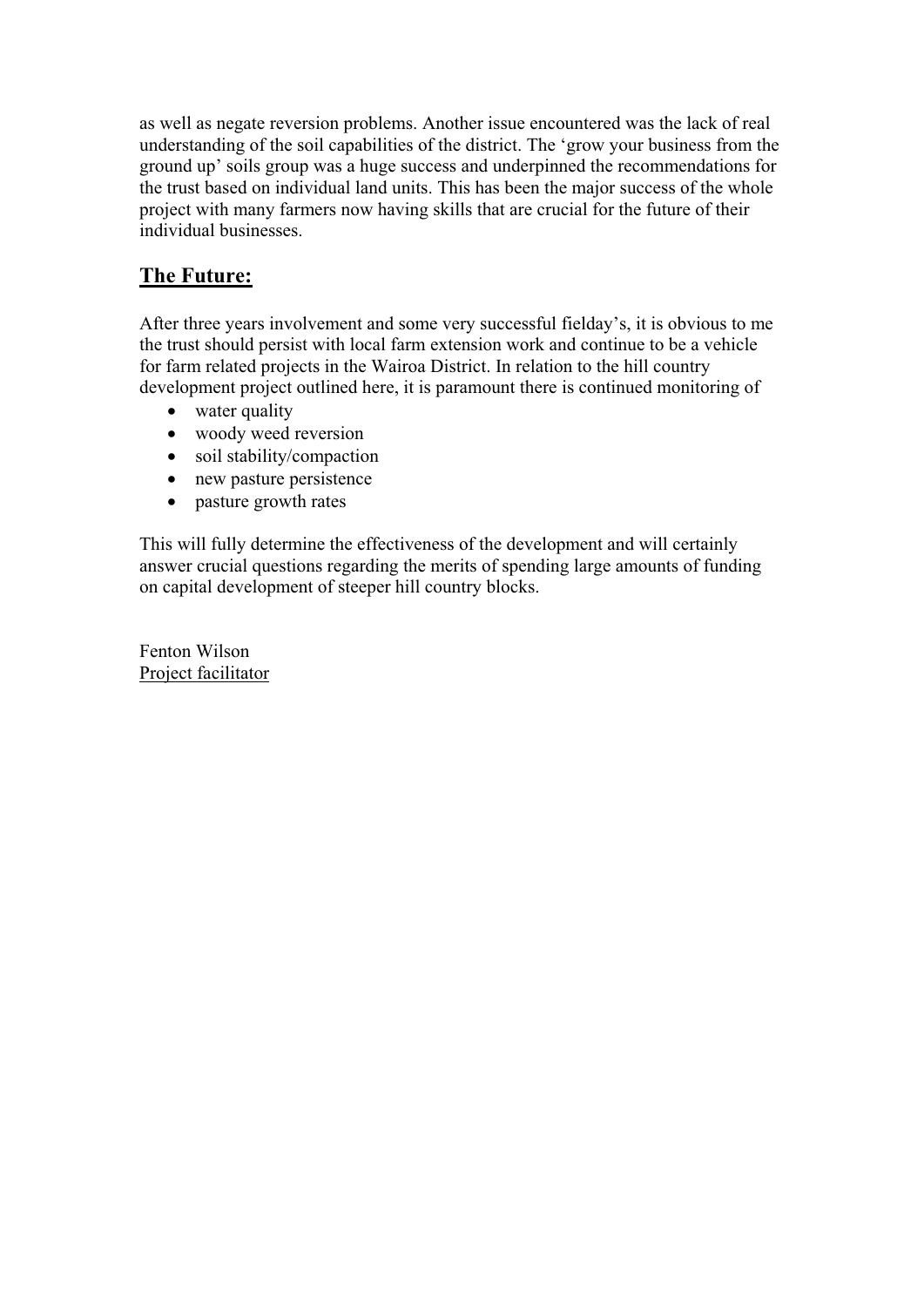as well as negate reversion problems. Another issue encountered was the lack of real understanding of the soil capabilities of the district. The 'grow your business from the ground up' soils group was a huge success and underpinned the recommendations for the trust based on individual land units. This has been the major success of the whole project with many farmers now having skills that are crucial for the future of their individual businesses.

## The Future:

After three years involvement and some very successful fieldday's, it is obvious to me the trust should persist with local farm extension work and continue to be a vehicle for farm related projects in the Wairoa District. In relation to the hill country development project outlined here, it is paramount there is continued monitoring of

- water quality
- woody weed reversion
- soil stability/compaction
- new pasture persistence
- pasture growth rates

This will fully determine the effectiveness of the development and will certainly answer crucial questions regarding the merits of spending large amounts of funding on capital development of steeper hill country blocks.

Fenton Wilson
Project facilitator